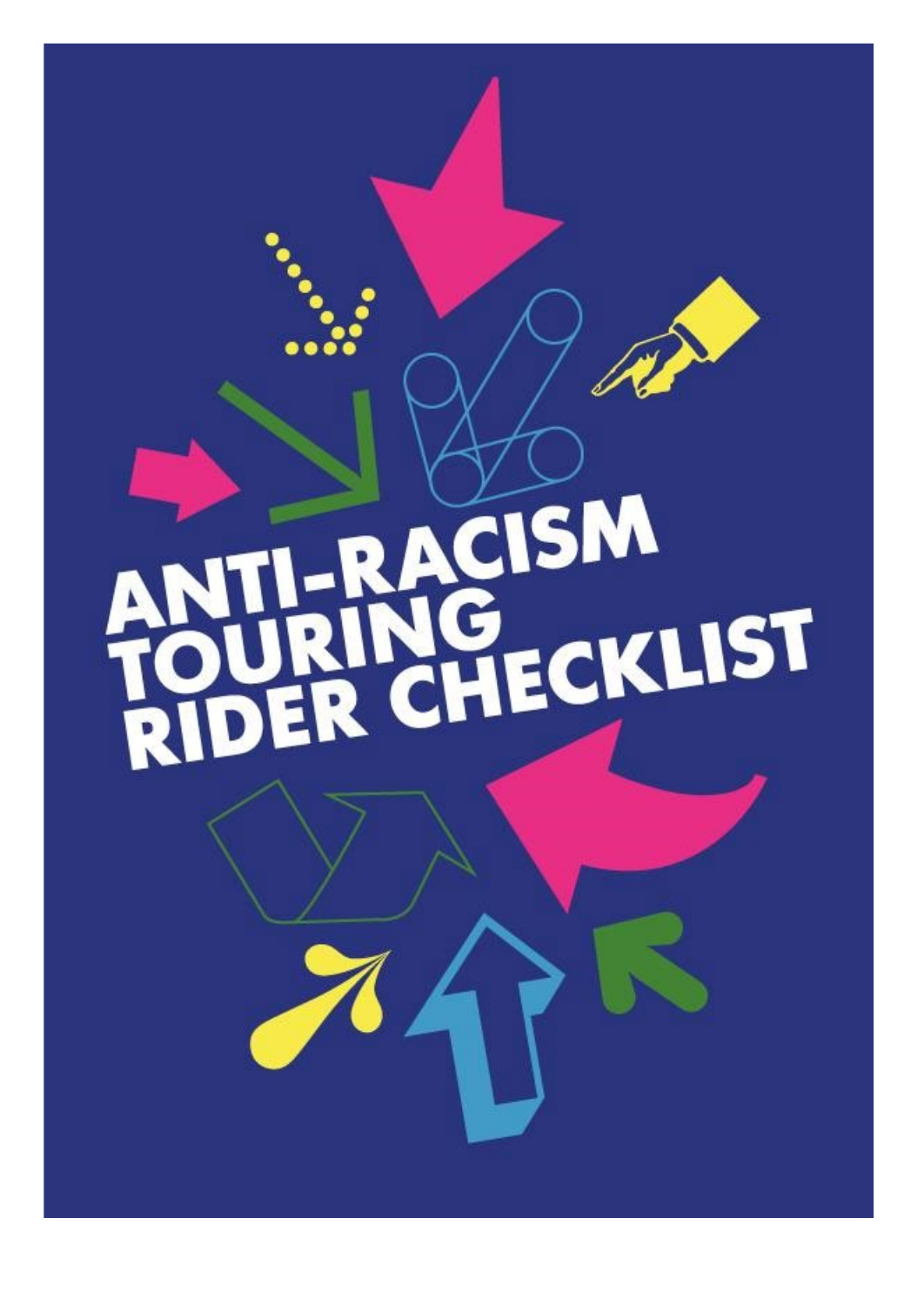# ANTI-RACISM TOURING RIDER CHECKLIST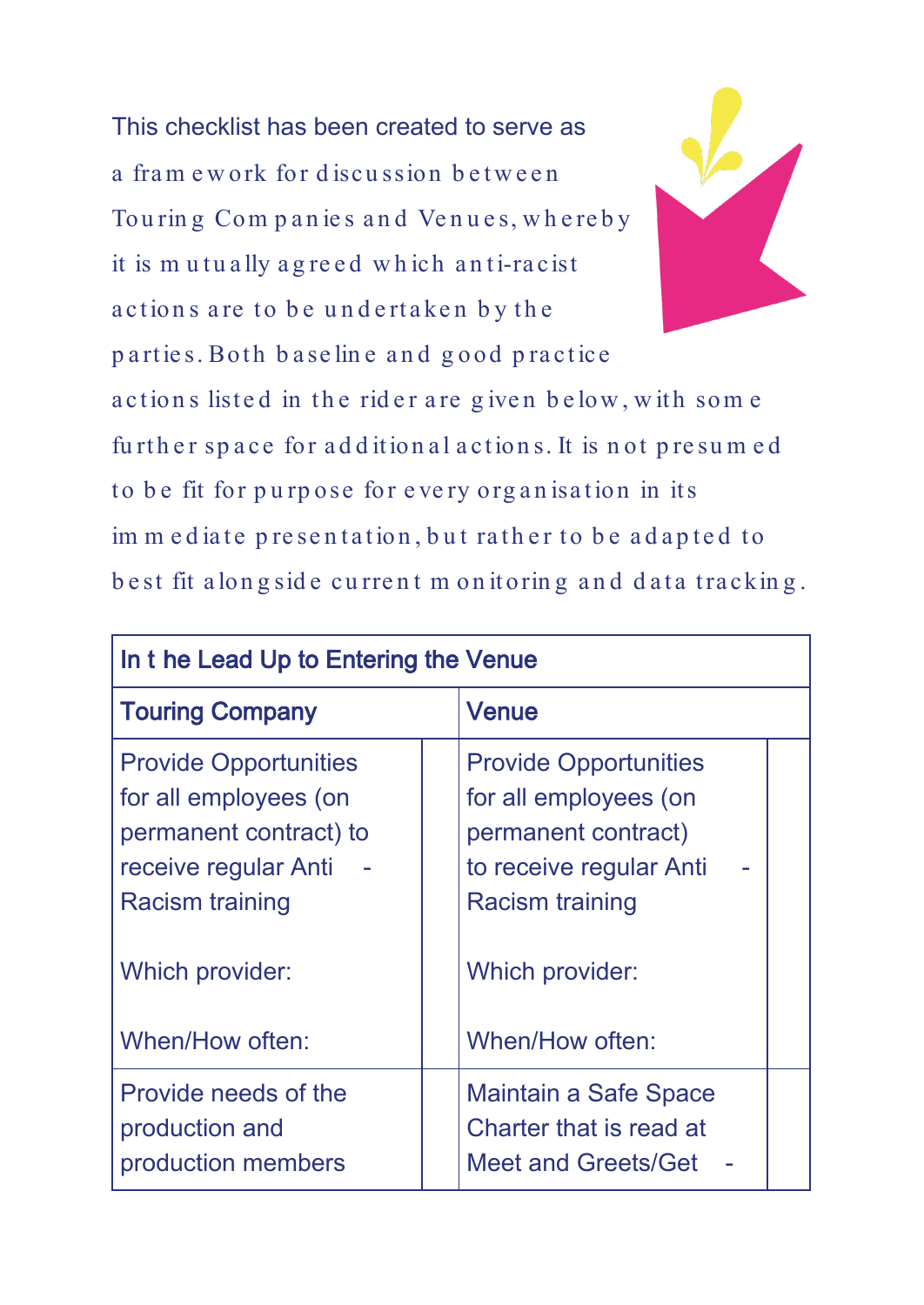This checklist has been created to serve as a framework for discussion between Touring Companies and Venues, whereby it is mutually agreed which anti-racist actions are to be undertaken by the parties. Both baseline and good practice actions listed in the rider are given below, with some further space for additional actions. It is not presumed to be fit for purpose for every organisation in its immediate presentation, but rather to be adapted to best fit alongside current monitoring and data tracking.

| In the Lead Up to Entering the Venue | | | |
|---|---|---|---|
| **Touring Company** | | **Venue** | |
| Provide Opportunities for all employees (on permanent contract) to receive regular Anti - Racism training<br><br>Which provider:<br><br>When/How often: | | Provide Opportunities for all employees (on permanent contract) to receive regular Anti - Racism training<br><br>Which provider:<br><br>When/How often: | |
| Provide needs of the production and production members | | Maintain a Safe Space Charter that is read at Meet and Greets/Get - | |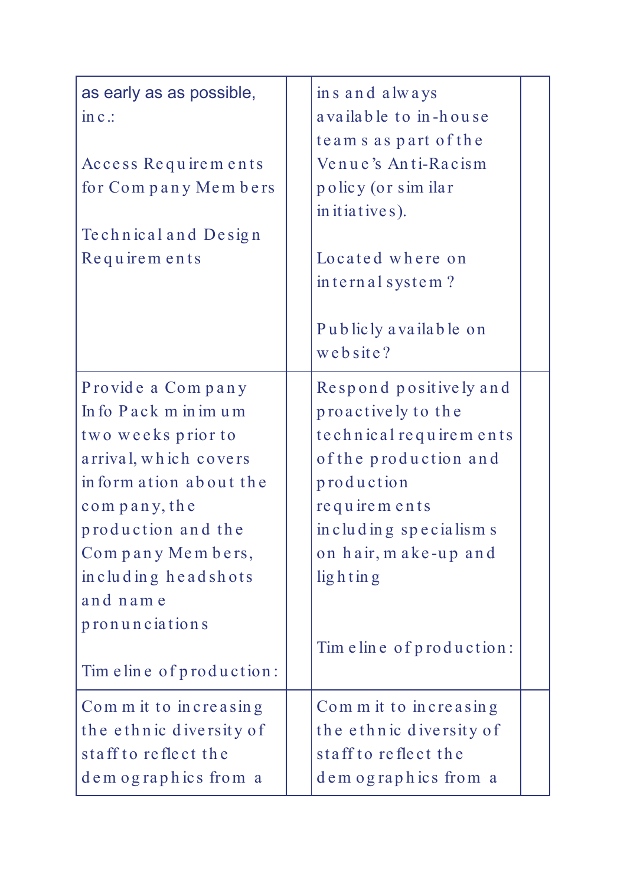| | | | |
|---|---|---|---|
| as early as as possible, inc.:<br><br>Access Requirements for Company Members<br><br>Technical and Design Requirements | | ins and always available to in-house teams as part of the Venue's Anti-Racism policy (or similar initiatives).<br><br>Located where on internal system?<br><br>Publicly available on website? | |
| Provide a Company Info Pack minimum two weeks prior to arrival, which covers information about the company, the production and the Company Members, including headshots and name pronunciations<br><br>Timeline of production: | | Respond positively and proactively to the technical requirements of the production and production requirements including specialisms on hair, make-up and lighting<br><br>Timeline of production: | |
| Commit to increasing the ethnic diversity of staff to reflect the demographics from a | | Commit to increasing the ethnic diversity of staff to reflect the demographics from a | |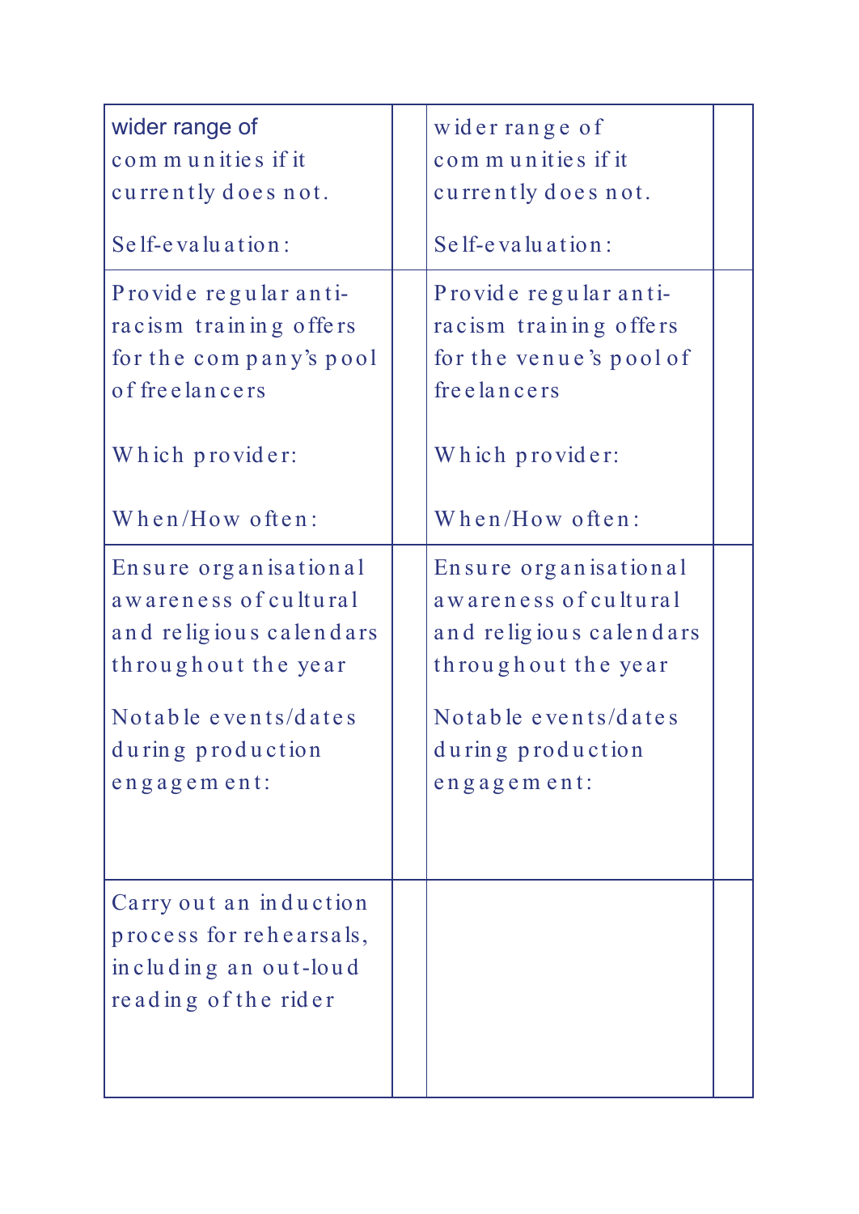| | | | |
|---|---|---|---|
| wider range of communities if it currently does not.<br><br>Self-evaluation: | | wider range of communities if it currently does not.<br><br>Self-evaluation: | |
| Provide regular anti-racism training offers for the company's pool of freelancers<br><br>Which provider:<br><br>When/How often: | | Provide regular anti-racism training offers for the venue's pool of freelancers<br><br>Which provider:<br><br>When/How often: | |
| Ensure organisational awareness of cultural and religious calendars throughout the year<br><br>Notable events/dates during production engagement: | | Ensure organisational awareness of cultural and religious calendars throughout the year<br><br>Notable events/dates during production engagement: | |
| Carry out an induction process for rehearsals, including an out-loud reading of the rider | | | |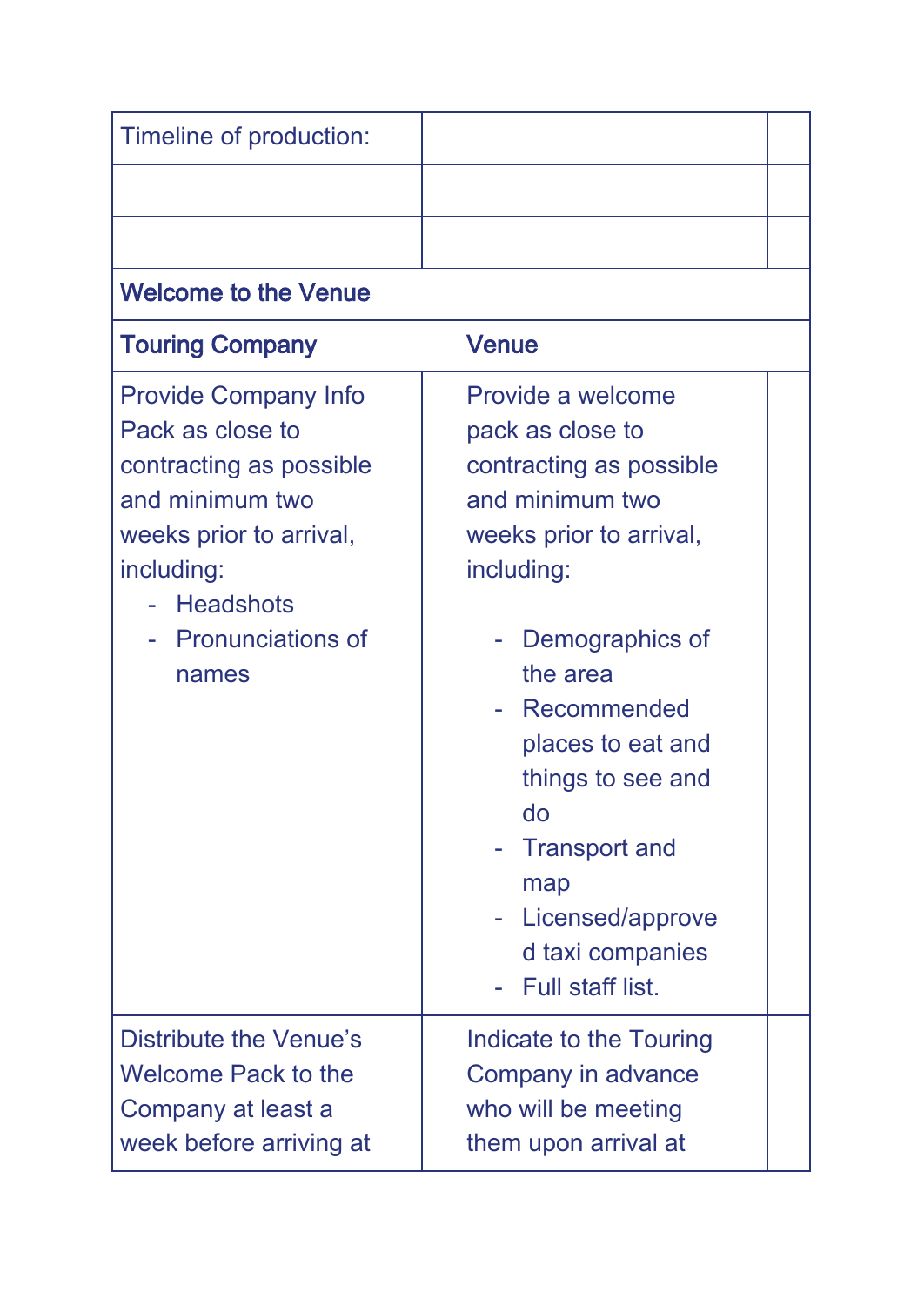| Timeline of production: | | | |
|---|---|---|---|
| | | | |
| | | | |
| **Welcome to the Venue** | | | |
| **Touring Company** | | **Venue** | |
| Provide Company Info Pack as close to contracting as possible and minimum two weeks prior to arrival, including:<br>- Headshots<br>- Pronunciations of names | | Provide a welcome pack as close to contracting as possible and minimum two weeks prior to arrival, including:<br>- Demographics of the area<br>- Recommended places to eat and things to see and do<br>- Transport and map<br>- Licensed/approved taxi companies<br>- Full staff list. | |
| Distribute the Venue's Welcome Pack to the Company at least a week before arriving at | | Indicate to the Touring Company in advance who will be meeting them upon arrival at | |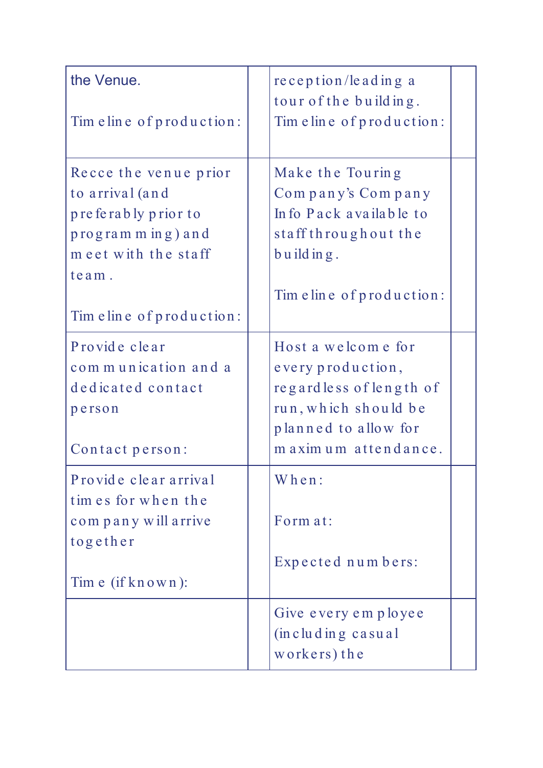| | | | |
|---|---|---|---|
| the Venue.<br><br>Timeline of production: | | reception/leading a tour of the building.<br>Timeline of production: | |
| Recce the venue prior to arrival (and preferably prior to programming) and meet with the staff team.<br><br>Timeline of production: | | Make the Touring Company's Company Info Pack available to staff throughout the building.<br><br>Timeline of production: | |
| Provide clear communication and a dedicated contact person<br><br>Contact person: | | Host a welcome for every production, regardless of length of run, which should be planned to allow for maximum attendance. | |
| Provide clear arrival times for when the company will arrive together<br><br>Time (if known): | | When:<br><br>Format:<br><br>Expected numbers: | |
| | | Give every employee (including casual workers) the | |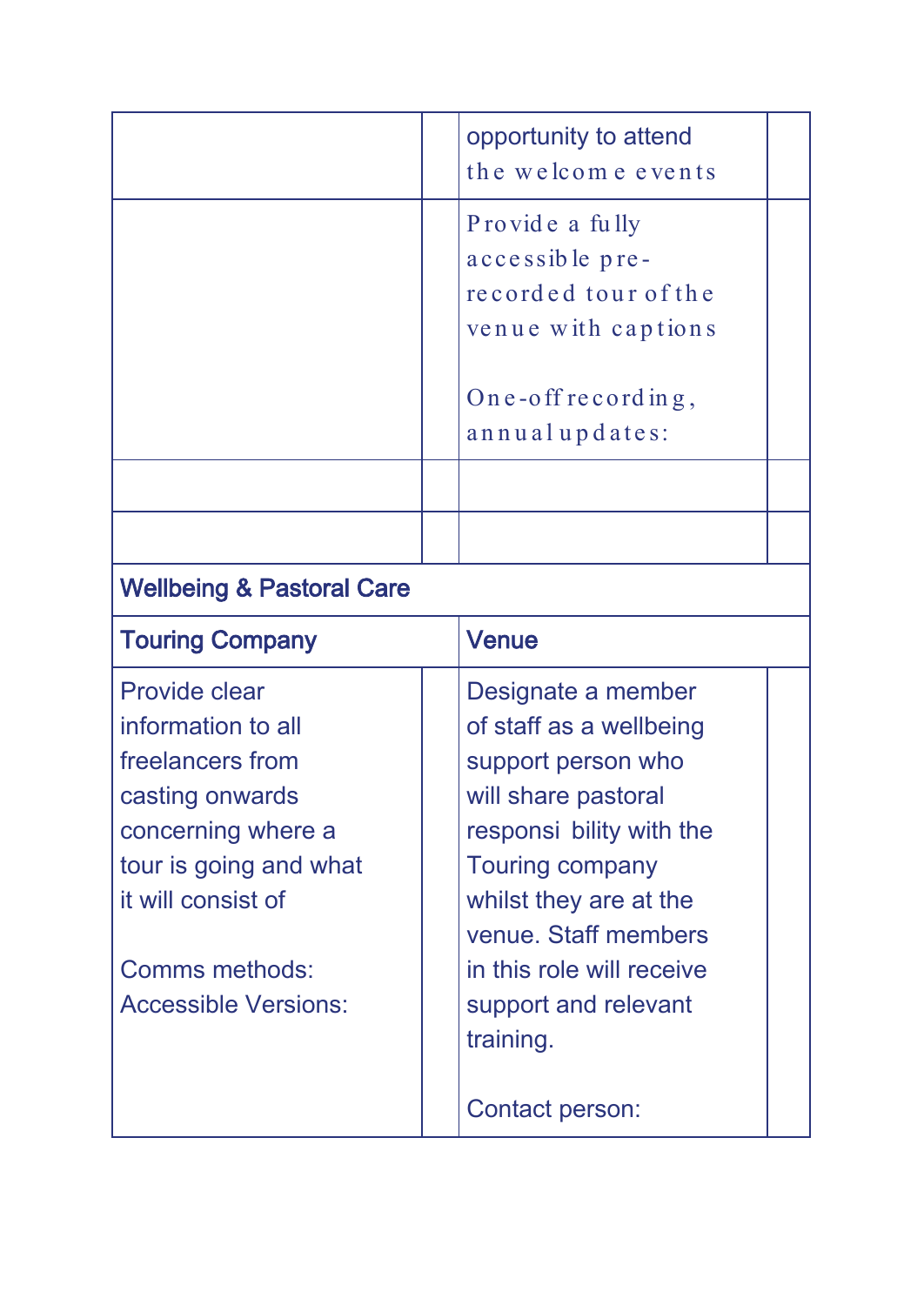| | | | |
|---|---|---|---|
| | | opportunity to attend the welcome events | |
| | | Provide a fully accessible pre-recorded tour of the venue with captions<br><br>One-off recording, annual updates: | |
| | | | |
| | | | |
| **Wellbeing & Pastoral Care** | | | |
| **Touring Company** | | **Venue** | |
| Provide clear information to all freelancers from casting onwards concerning where a tour is going and what it will consist of<br><br>Comms methods:<br>Accessible Versions: | | Designate a member of staff as a wellbeing support person who will share pastoral responsibility with the Touring company whilst they are at the venue. Staff members in this role will receive support and relevant training.<br><br>Contact person: | |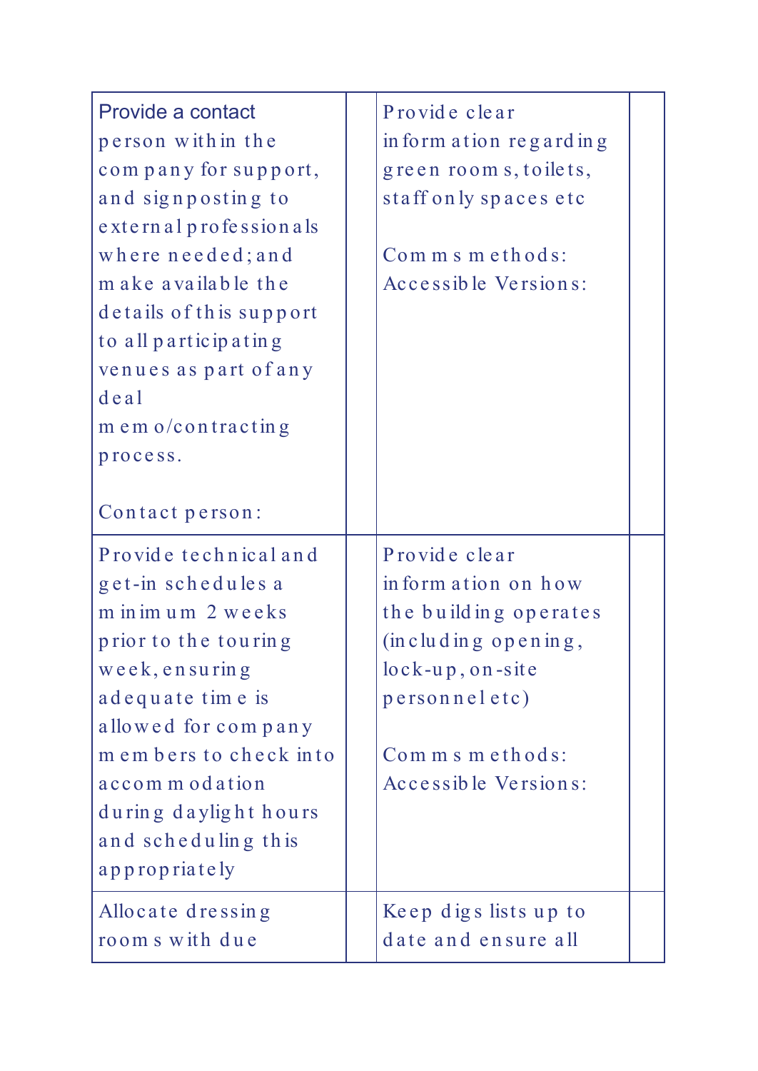| | | | |
|---|---|---|---|
| Provide a contact person within the company for support, and signposting to external professionals where needed; and make available the details of this support to all participating venues as part of any deal memo/contracting process.<br><br>Contact person: | | Provide clear information regarding green rooms, toilets, staff only spaces etc<br><br>Comms methods:<br>Accessible Versions: | |
| Provide technical and get-in schedules a minimum 2 weeks prior to the touring week, ensuring adequate time is allowed for company members to check into accommodation during daylight hours and scheduling this appropriately | | Provide clear information on how the building operates (including opening, lock-up, on-site personnel etc)<br><br>Comms methods:<br>Accessible Versions: | |
| Allocate dressing rooms with due | | Keep digs lists up to date and ensure all | |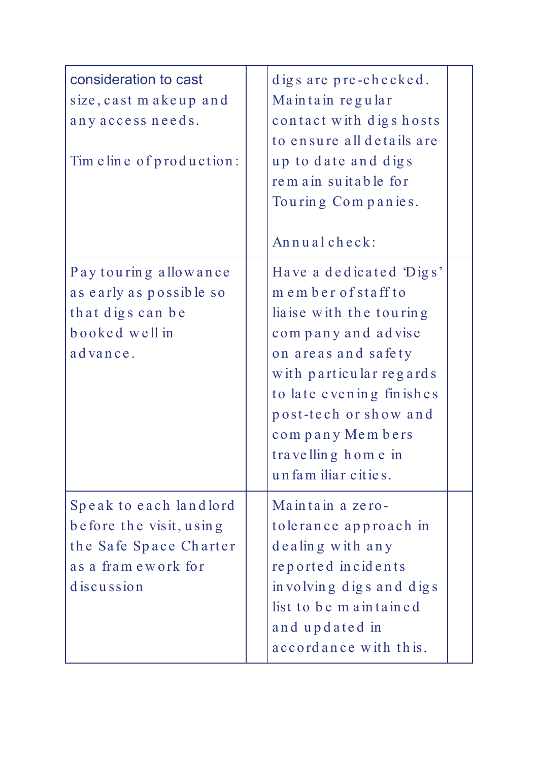| | | | |
|---|---|---|---|
| consideration to cast size, cast makeup and any access needs.<br><br>Timeline of production: | | digs are pre-checked. Maintain regular contact with digs hosts to ensure all details are up to date and digs remain suitable for Touring Companies.<br><br>Annual check: | |
| Pay touring allowance as early as possible so that digs can be booked well in advance. | | Have a dedicated 'Digs' member of staff to liaise with the touring company and advise on areas and safety with particular regards to late evening finishes post-tech or show and company Members travelling home in unfamiliar cities. | |
| Speak to each landlord before the visit, using the Safe Space Charter as a framework for discussion | | Maintain a zero-tolerance approach in dealing with any reported incidents involving digs and digs list to be maintained and updated in accordance with this. | |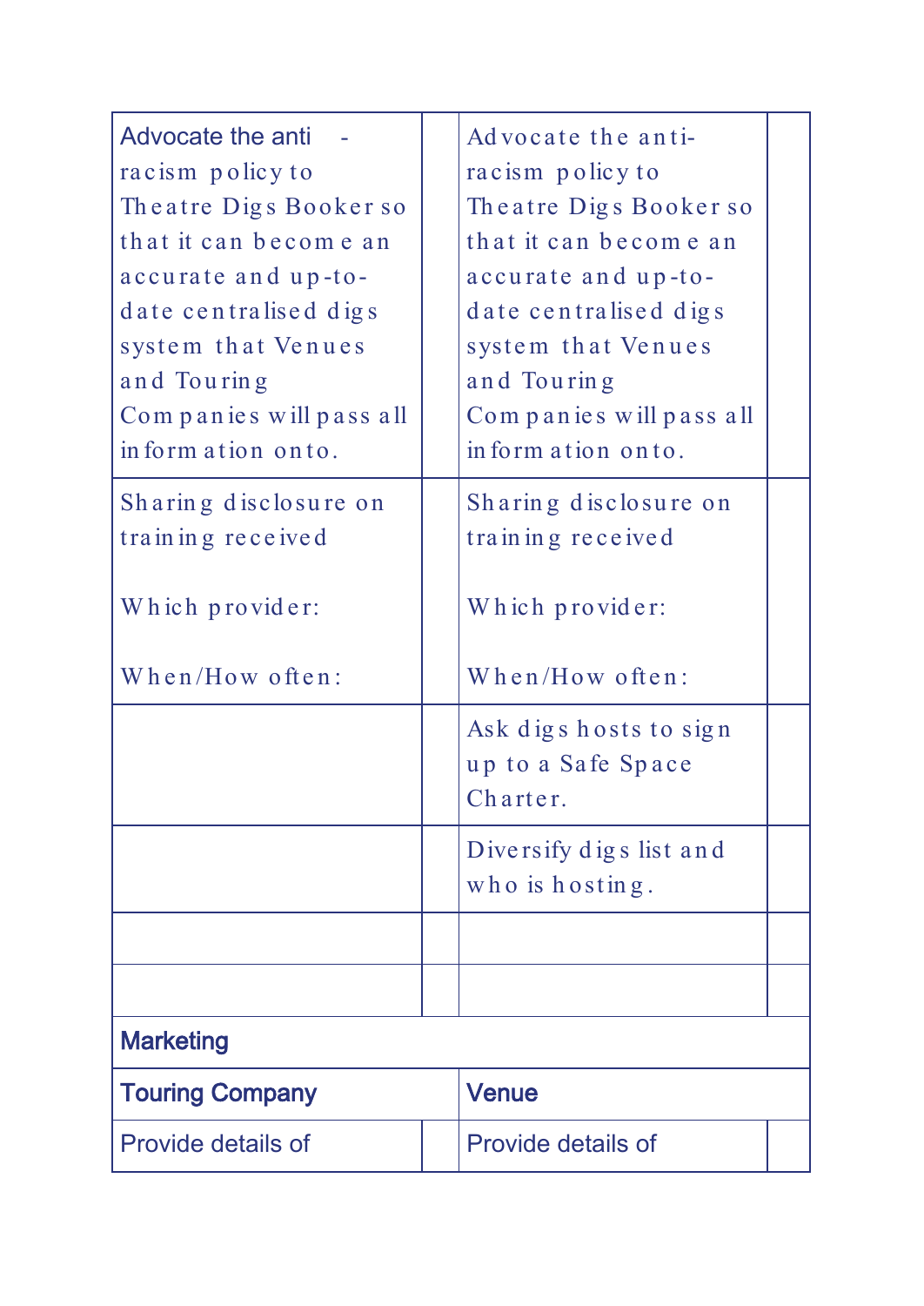| | | | |
|---|---|---|---|
| Advocate the anti-racism policy to Theatre Digs Booker so that it can become an accurate and up-to-date centralised digs system that Venues and Touring Companies will pass all information onto. | | Advocate the anti-racism policy to Theatre Digs Booker so that it can become an accurate and up-to-date centralised digs system that Venues and Touring Companies will pass all information onto. | |
| Sharing disclosure on training received<br><br>Which provider:<br><br>When/How often: | | Sharing disclosure on training received<br><br>Which provider:<br><br>When/How often: | |
| | | Ask digs hosts to sign up to a Safe Space Charter. | |
| | | Diversify digs list and who is hosting. | |
| | | | |
| | | | |
| **Marketing** | | | |
| **Touring Company** | | **Venue** | |
| Provide details of | | Provide details of | |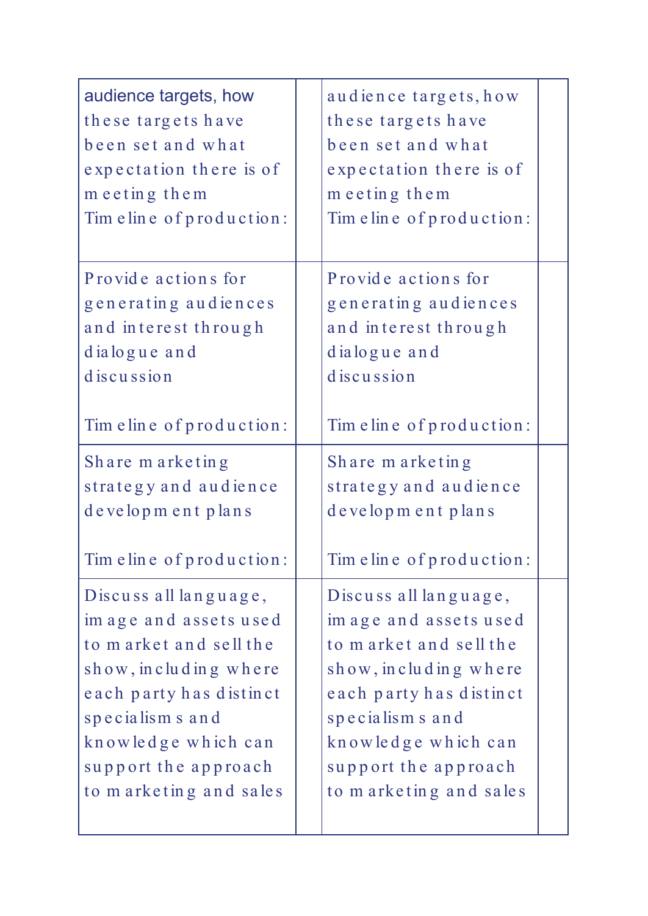| | | | |
|---|---|---|---|
| audience targets, how these targets have been set and what expectation there is of meeting them<br>Timeline of production: | | audience targets, how these targets have been set and what expectation there is of meeting them<br>Timeline of production: | |
| Provide actions for generating audiences and interest through dialogue and discussion<br><br>Timeline of production: | | Provide actions for generating audiences and interest through dialogue and discussion<br><br>Timeline of production: | |
| Share marketing strategy and audience development plans<br><br>Timeline of production: | | Share marketing strategy and audience development plans<br><br>Timeline of production: | |
| Discuss all language, image and assets used to market and sell the show, including where each party has distinct specialisms and knowledge which can support the approach to marketing and sales | | Discuss all language, image and assets used to market and sell the show, including where each party has distinct specialisms and knowledge which can support the approach to marketing and sales | |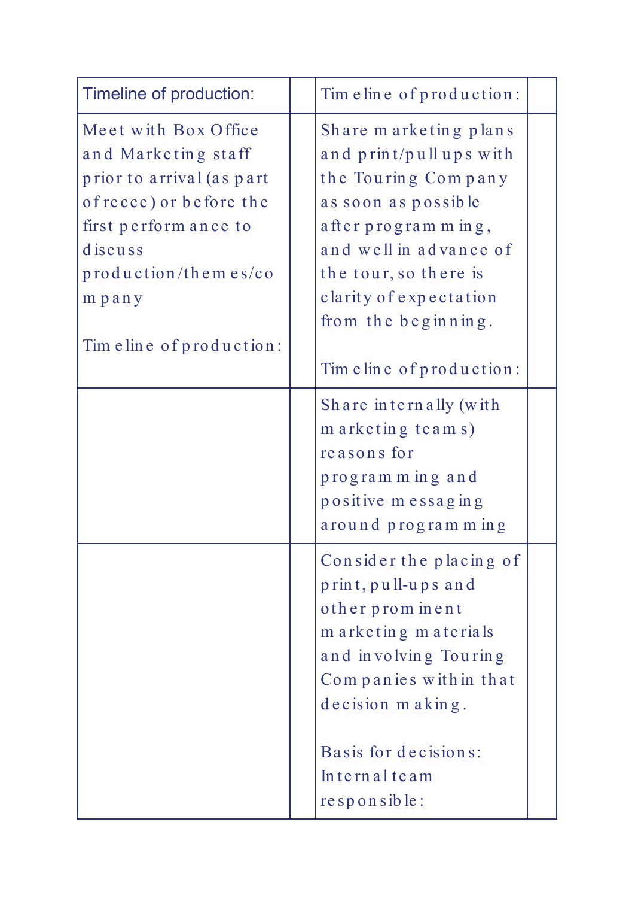| Timeline of production: | | Timeline of production: | |
|---|---|---|---|
| Meet with Box Office and Marketing staff prior to arrival (as part of recce) or before the first performance to discuss production/themes/company<br><br>Timeline of production: | | Share marketing plans and print/pull ups with the Touring Company as soon as possible after programming, and well in advance of the tour, so there is clarity of expectation from the beginning.<br><br>Timeline of production: | |
| | | Share internally (with marketing teams) reasons for programming and positive messaging around programming | |
| | | Consider the placing of print, pull-ups and other prominent marketing materials and involving Touring Companies within that decision making.<br><br>Basis for decisions:<br>Internal team responsible: | |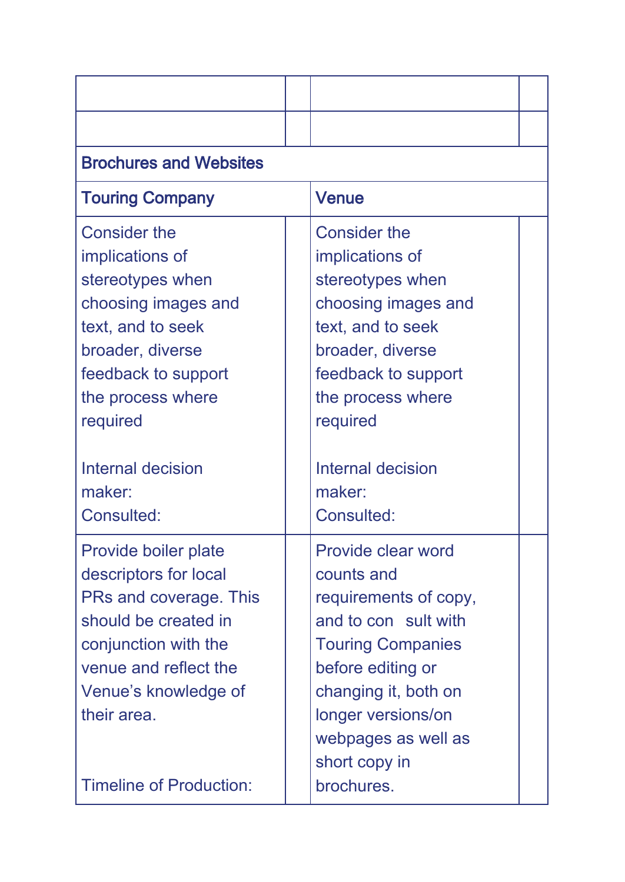| | | | |
|---|---|---|---|
| | | | |
| | | | |
| **Brochures and Websites** | | | |
| **Touring Company** | | **Venue** | |
| Consider the implications of stereotypes when choosing images and text, and to seek broader, diverse feedback to support the process where required<br><br>Internal decision maker:<br>Consulted: | | Consider the implications of stereotypes when choosing images and text, and to seek broader, diverse feedback to support the process where required<br><br>Internal decision maker:<br>Consulted: | |
| Provide boiler plate descriptors for local PRs and coverage. This should be created in conjunction with the venue and reflect the Venue's knowledge of their area.<br><br>Timeline of Production: | | Provide clear word counts and requirements of copy, and to consult with Touring Companies before editing or changing it, both on longer versions/on webpages as well as short copy in brochures. | |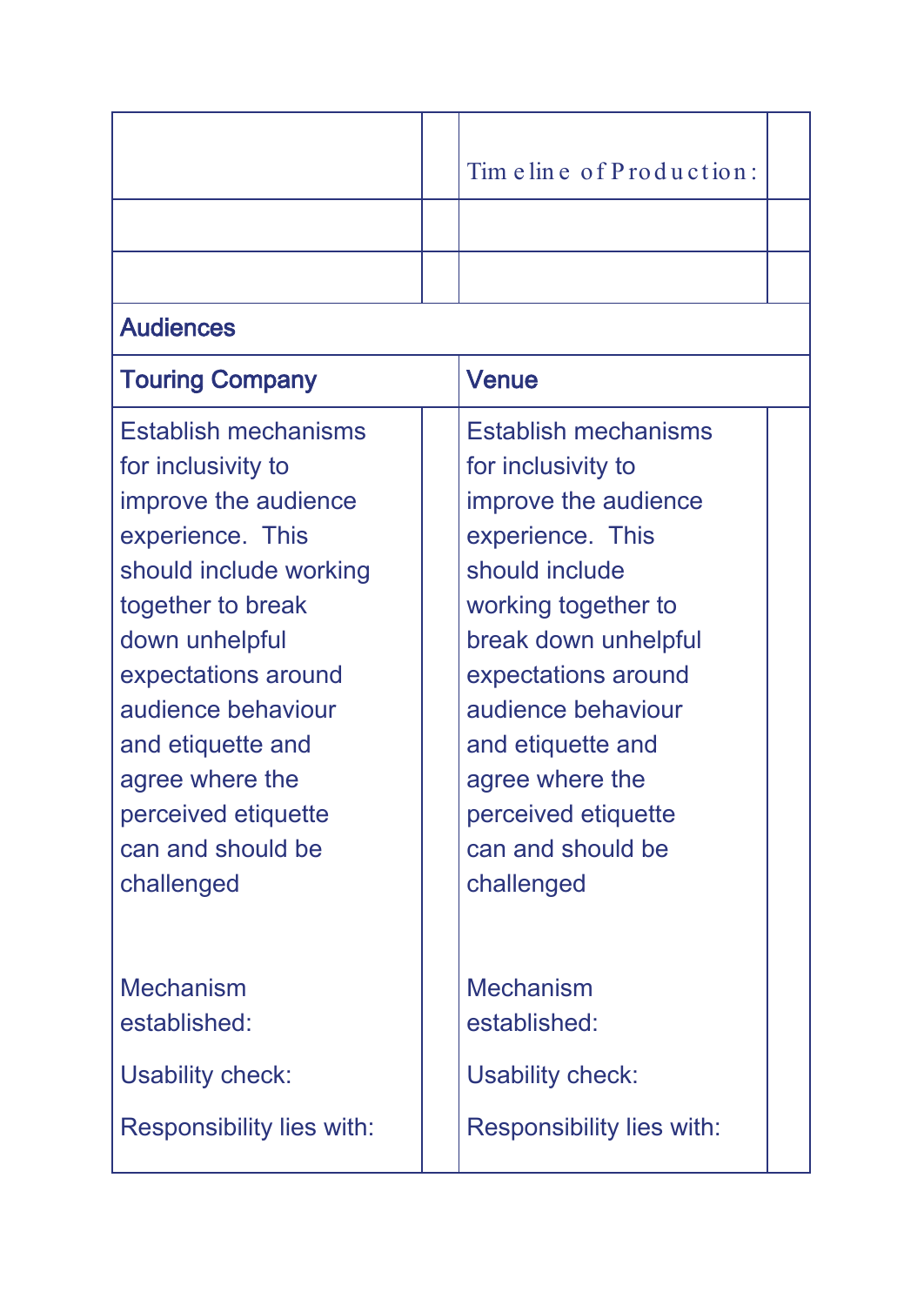| | | Timeline of Production: | |
|---|---|---|---|
| | | | |
| | | | |
| **Audiences** | | | |
| **Touring Company** | | **Venue** | |
| Establish mechanisms for inclusivity to improve the audience experience. This should include working together to break down unhelpful expectations around audience behaviour and etiquette and agree where the perceived etiquette can and should be challenged<br><br>Mechanism established:<br><br>Usability check:<br><br>Responsibility lies with: | | Establish mechanisms for inclusivity to improve the audience experience. This should include working together to break down unhelpful expectations around audience behaviour and etiquette and agree where the perceived etiquette can and should be challenged<br><br>Mechanism established:<br><br>Usability check:<br><br>Responsibility lies with: | |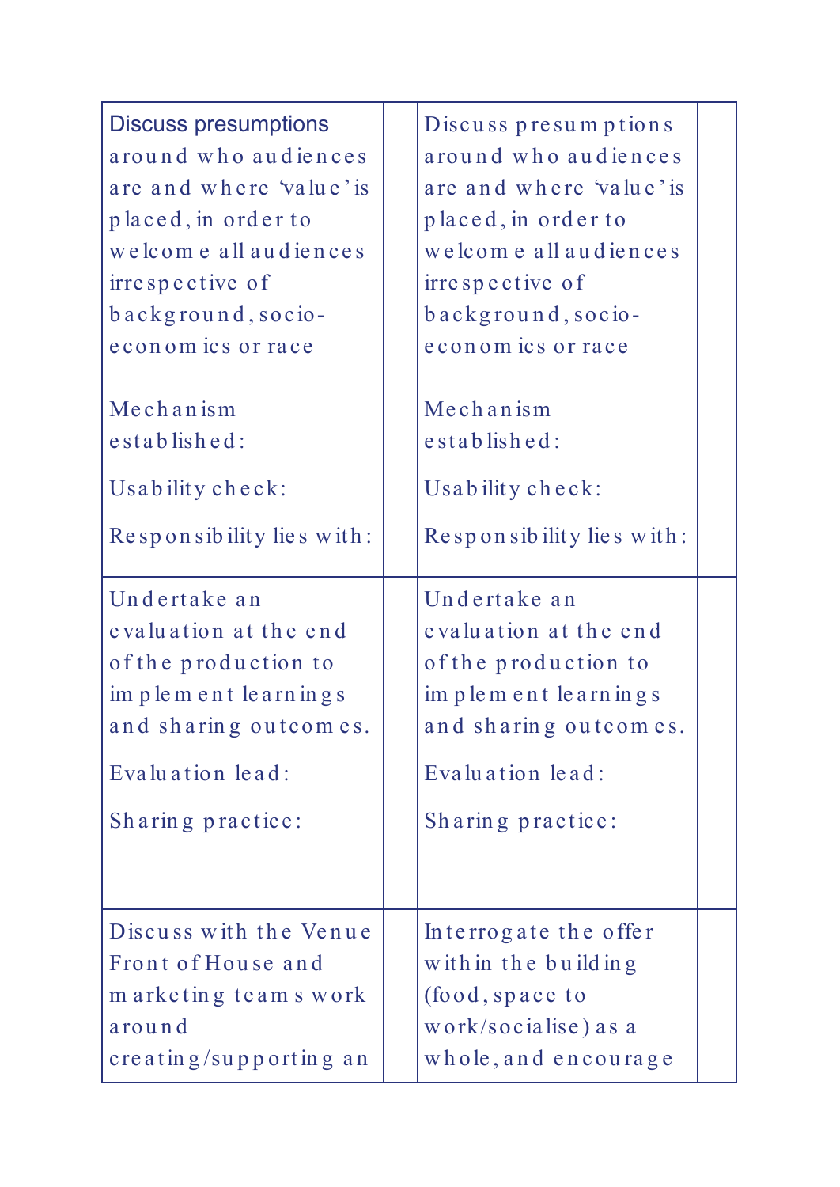| | | | |
|---|---|---|---|
| Discuss presumptions around who audiences are and where 'value' is placed, in order to welcome all audiences irrespective of background, socio-economics or race<br><br>Mechanism established:<br><br>Usability check:<br><br>Responsibility lies with: | | Discuss presumptions around who audiences are and where 'value' is placed, in order to welcome all audiences irrespective of background, socio-economics or race<br><br>Mechanism established:<br><br>Usability check:<br><br>Responsibility lies with: | |
| Undertake an evaluation at the end of the production to implement learnings and sharing outcomes.<br><br>Evaluation lead:<br><br>Sharing practice: | | Undertake an evaluation at the end of the production to implement learnings and sharing outcomes.<br><br>Evaluation lead:<br><br>Sharing practice: | |
| Discuss with the Venue Front of House and marketing teams work around creating/supporting an | | Interrogate the offer within the building (food, space to work/socialise) as a whole, and encourage | |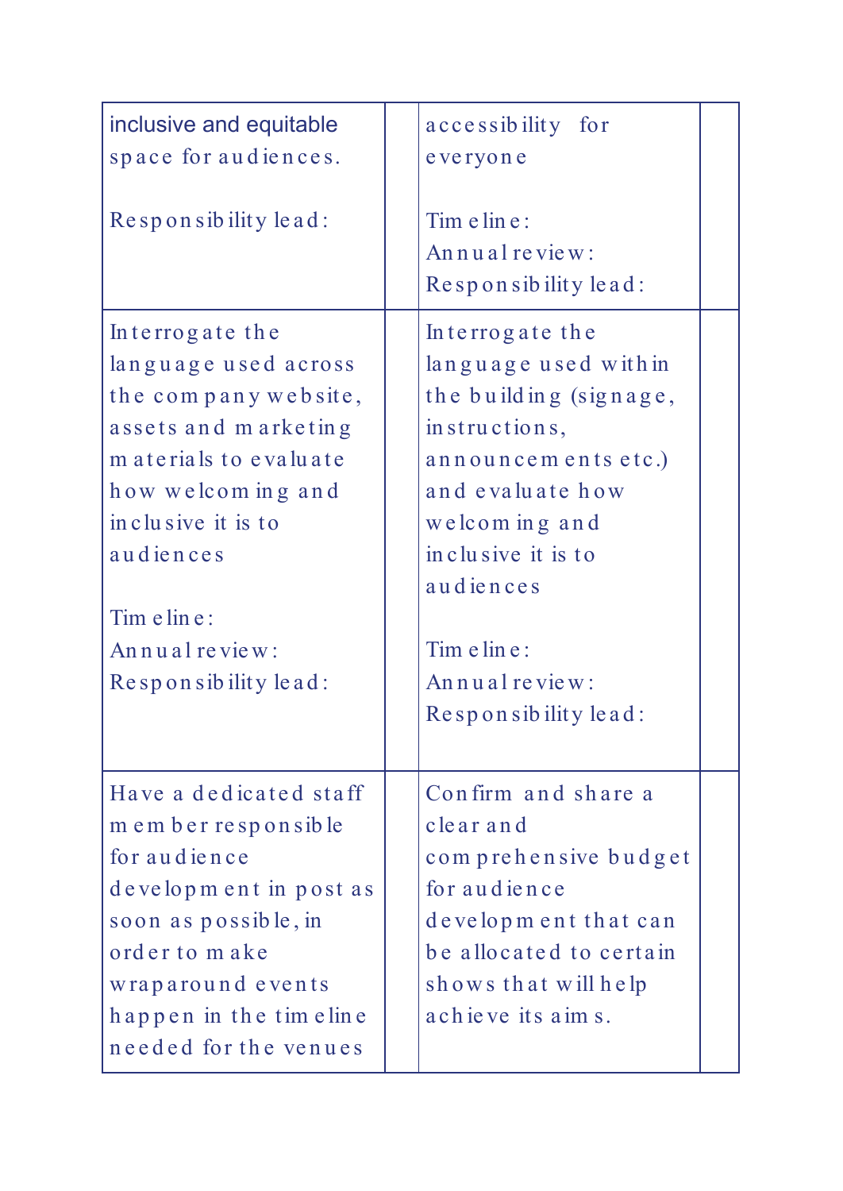| | | | |
|---|---|---|---|
| inclusive and equitable space for audiences.<br><br>Responsibility lead: | | accessibility for everyone<br><br>Timeline:<br>Annual review:<br>Responsibility lead: | |
| Interrogate the language used across the company website, assets and marketing materials to evaluate how welcoming and inclusive it is to audiences<br><br>Timeline:<br>Annual review:<br>Responsibility lead: | | Interrogate the language used within the building (signage, instructions, announcements etc.) and evaluate how welcoming and inclusive it is to audiences<br><br>Timeline:<br>Annual review:<br>Responsibility lead: | |
| Have a dedicated staff member responsible for audience development in post as soon as possible, in order to make wraparound events happen in the timeline needed for the venues | | Confirm and share a clear and comprehensive budget for audience development that can be allocated to certain shows that will help achieve its aims. | |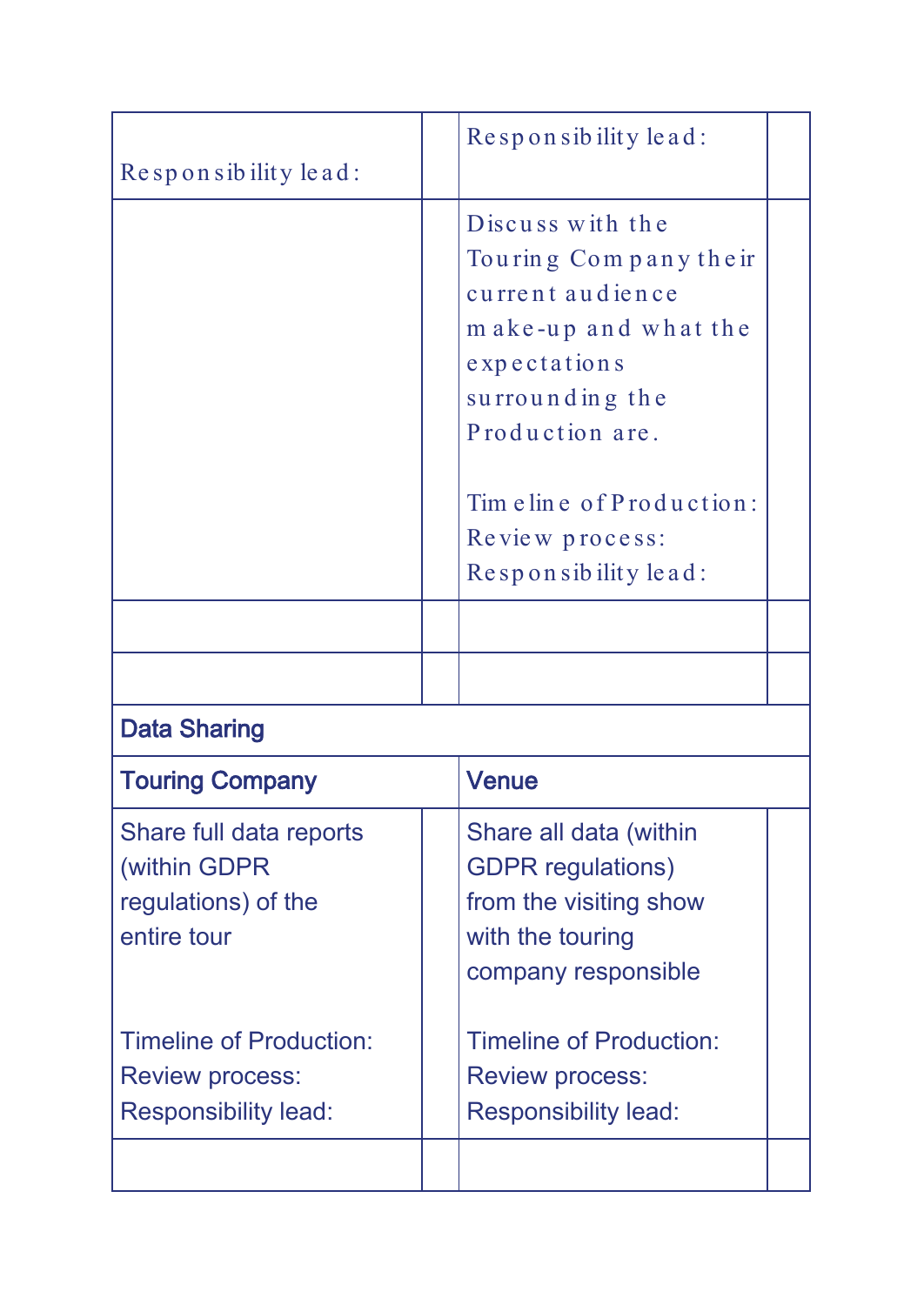| | | | |
|---|---|---|---|
| Responsibility lead: | | Responsibility lead: | |
| | | Discuss with the Touring Company their current audience make-up and what the expectations surrounding the Production are.<br><br>Timeline of Production:<br>Review process:<br>Responsibility lead: | |
| | | | |
| | | | |
| **Data Sharing** | | | |
| **Touring Company** | | **Venue** | |
| Share full data reports (within GDPR regulations) of the entire tour<br><br>Timeline of Production:<br>Review process:<br>Responsibility lead: | | Share all data (within GDPR regulations) from the visiting show with the touring company responsible<br><br>Timeline of Production:<br>Review process:<br>Responsibility lead: | |
| | | | |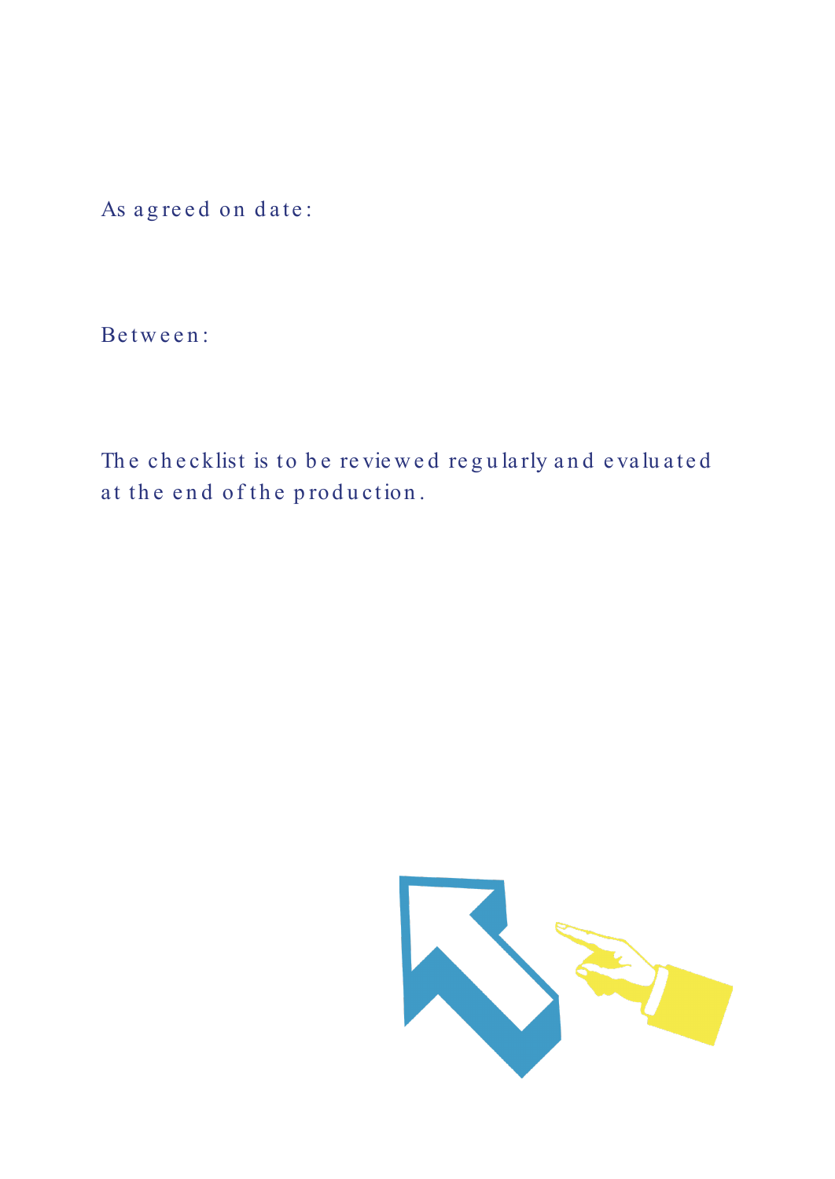As agreed on date:

Between:

The checklist is to be reviewed regularly and evaluated at the end of the production.